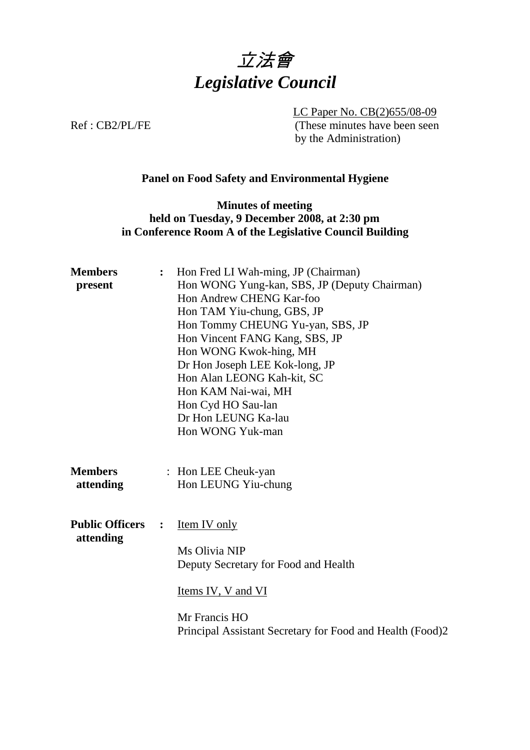# *立法會*
# *Legislative Council*

LC Paper No. CB(2)655/08-09
(These minutes have been seen by the Administration)

Ref : CB2/PL/FE

**Panel on Food Safety and Environmental Hygiene**

**Minutes of meeting**
**held on Tuesday, 9 December 2008, at 2:30 pm**
**in Conference Room A of the Legislative Council Building**

**Members present** :
Hon Fred LI Wah-ming, JP (Chairman)
Hon WONG Yung-kan, SBS, JP (Deputy Chairman)
Hon Andrew CHENG Kar-foo
Hon TAM Yiu-chung, GBS, JP
Hon Tommy CHEUNG Yu-yan, SBS, JP
Hon Vincent FANG Kang, SBS, JP
Hon WONG Kwok-hing, MH
Dr Hon Joseph LEE Kok-long, JP
Hon Alan LEONG Kah-kit, SC
Hon KAM Nai-wai, MH
Hon Cyd HO Sau-lan
Dr Hon LEUNG Ka-lau
Hon WONG Yuk-man

**Members attending** :
Hon LEE Cheuk-yan
Hon LEUNG Yiu-chung

**Public Officers attending** :

Item IV only

Ms Olivia NIP
Deputy Secretary for Food and Health

Items IV, V and VI

Mr Francis HO
Principal Assistant Secretary for Food and Health (Food)2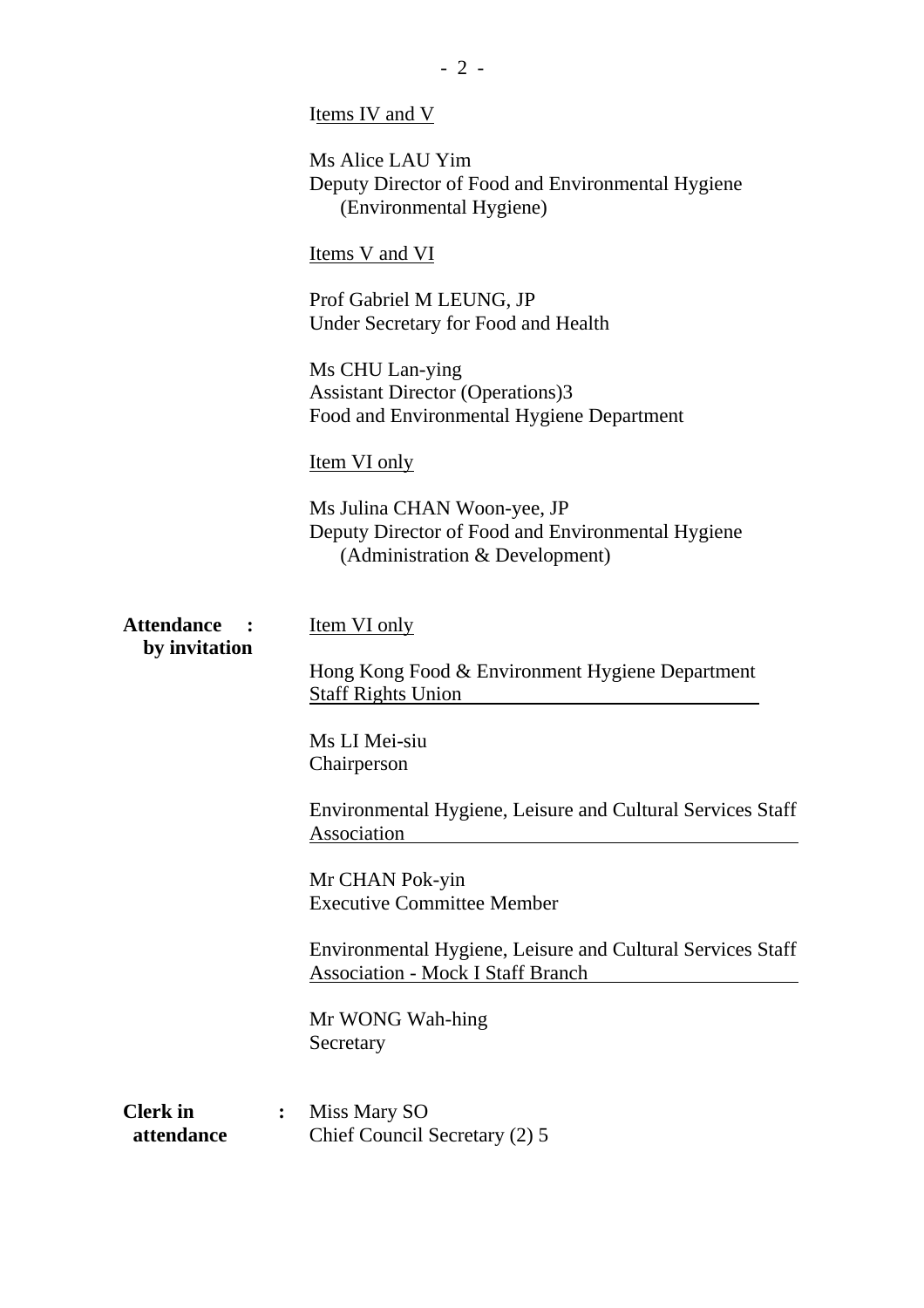Items IV and V

Ms Alice LAU Yim
Deputy Director of Food and Environmental Hygiene (Environmental Hygiene)

Items V and VI

Prof Gabriel M LEUNG, JP
Under Secretary for Food and Health

Ms CHU Lan-ying
Assistant Director (Operations)3
Food and Environmental Hygiene Department

Item VI only

Ms Julina CHAN Woon-yee, JP
Deputy Director of Food and Environmental Hygiene (Administration & Development)

**Attendance by invitation :**

Item VI only

Hong Kong Food & Environment Hygiene Department Staff Rights Union

Ms LI Mei-siu
Chairperson

Environmental Hygiene, Leisure and Cultural Services Staff Association

Mr CHAN Pok-yin
Executive Committee Member

Environmental Hygiene, Leisure and Cultural Services Staff Association - Mock I Staff Branch

Mr WONG Wah-hing
Secretary

**Clerk in attendance :** Miss Mary SO
Chief Council Secretary (2) 5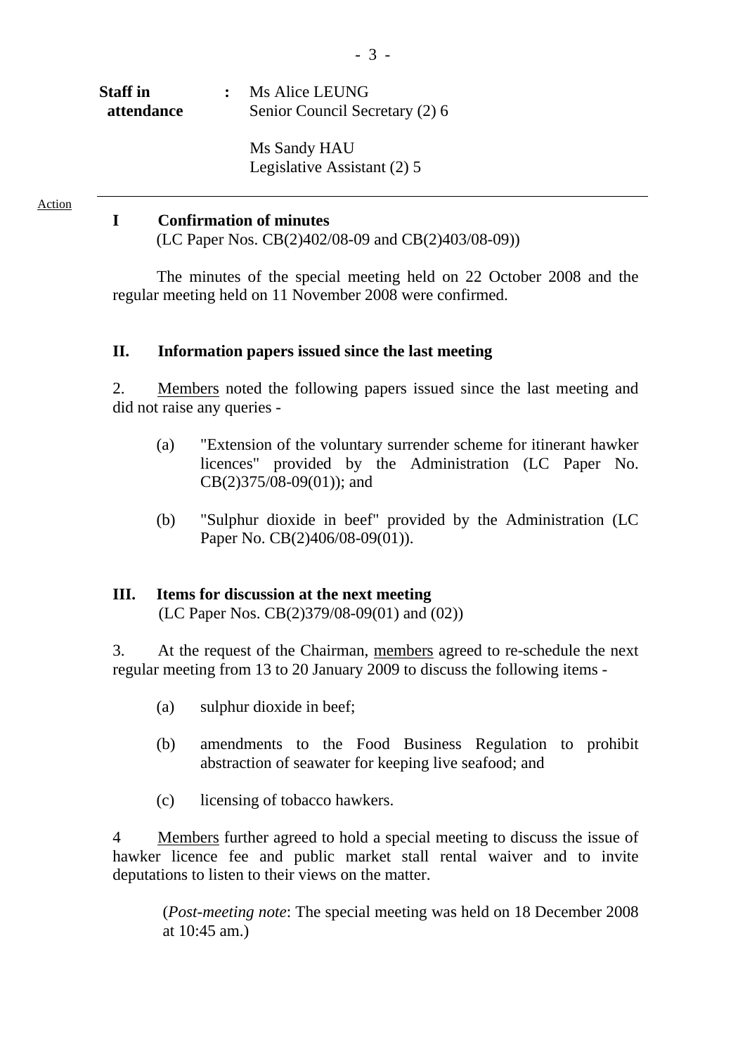| **Staff in attendance** | : | Ms Alice LEUNG<br>Senior Council Secretary (2) 6<br><br>Ms Sandy HAU<br>Legislative Assistant (2) 5 |
|---|---|---|

---

Action

## I Confirmation of minutes

(LC Paper Nos. CB(2)402/08-09 and CB(2)403/08-09))

The minutes of the special meeting held on 22 October 2008 and the regular meeting held on 11 November 2008 were confirmed.

## II. Information papers issued since the last meeting

2. Members noted the following papers issued since the last meeting and did not raise any queries -

(a) "Extension of the voluntary surrender scheme for itinerant hawker licences" provided by the Administration (LC Paper No. CB(2)375/08-09(01)); and

(b) "Sulphur dioxide in beef" provided by the Administration (LC Paper No. CB(2)406/08-09(01)).

## III. Items for discussion at the next meeting

(LC Paper Nos. CB(2)379/08-09(01) and (02))

3. At the request of the Chairman, members agreed to re-schedule the next regular meeting from 13 to 20 January 2009 to discuss the following items -

(a) sulphur dioxide in beef;

(b) amendments to the Food Business Regulation to prohibit abstraction of seawater for keeping live seafood; and

(c) licensing of tobacco hawkers.

4 Members further agreed to hold a special meeting to discuss the issue of hawker licence fee and public market stall rental waiver and to invite deputations to listen to their views on the matter.

(*Post-meeting note*: The special meeting was held on 18 December 2008 at 10:45 am.)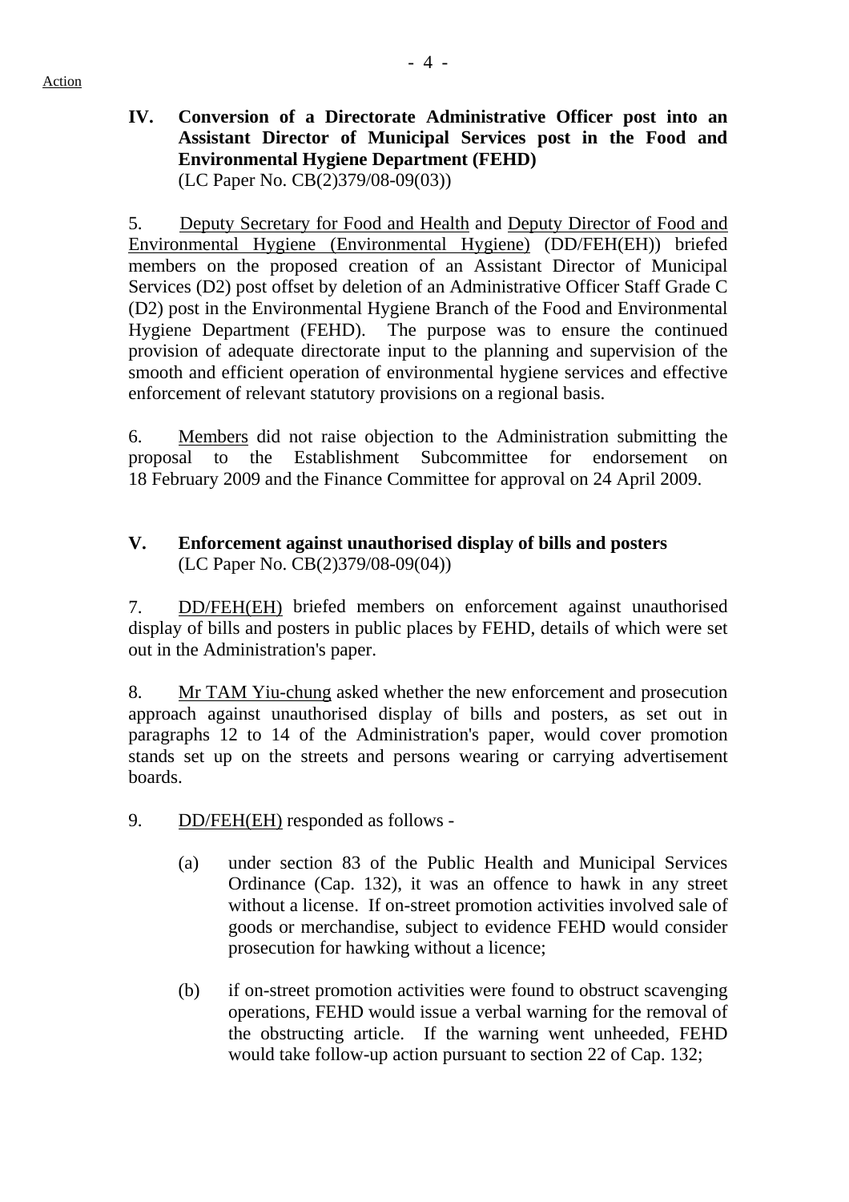Action

**IV. Conversion of a Directorate Administrative Officer post into an Assistant Director of Municipal Services post in the Food and Environmental Hygiene Department (FEHD)**
(LC Paper No. CB(2)379/08-09(03))

5. Deputy Secretary for Food and Health and Deputy Director of Food and Environmental Hygiene (Environmental Hygiene) (DD/FEH(EH)) briefed members on the proposed creation of an Assistant Director of Municipal Services (D2) post offset by deletion of an Administrative Officer Staff Grade C (D2) post in the Environmental Hygiene Branch of the Food and Environmental Hygiene Department (FEHD). The purpose was to ensure the continued provision of adequate directorate input to the planning and supervision of the smooth and efficient operation of environmental hygiene services and effective enforcement of relevant statutory provisions on a regional basis.

6. Members did not raise objection to the Administration submitting the proposal to the Establishment Subcommittee for endorsement on 18 February 2009 and the Finance Committee for approval on 24 April 2009.

**V. Enforcement against unauthorised display of bills and posters**
(LC Paper No. CB(2)379/08-09(04))

7. DD/FEH(EH) briefed members on enforcement against unauthorised display of bills and posters in public places by FEHD, details of which were set out in the Administration's paper.

8. Mr TAM Yiu-chung asked whether the new enforcement and prosecution approach against unauthorised display of bills and posters, as set out in paragraphs 12 to 14 of the Administration's paper, would cover promotion stands set up on the streets and persons wearing or carrying advertisement boards.

9. DD/FEH(EH) responded as follows -

(a) under section 83 of the Public Health and Municipal Services Ordinance (Cap. 132), it was an offence to hawk in any street without a license. If on-street promotion activities involved sale of goods or merchandise, subject to evidence FEHD would consider prosecution for hawking without a licence;

(b) if on-street promotion activities were found to obstruct scavenging operations, FEHD would issue a verbal warning for the removal of the obstructing article. If the warning went unheeded, FEHD would take follow-up action pursuant to section 22 of Cap. 132;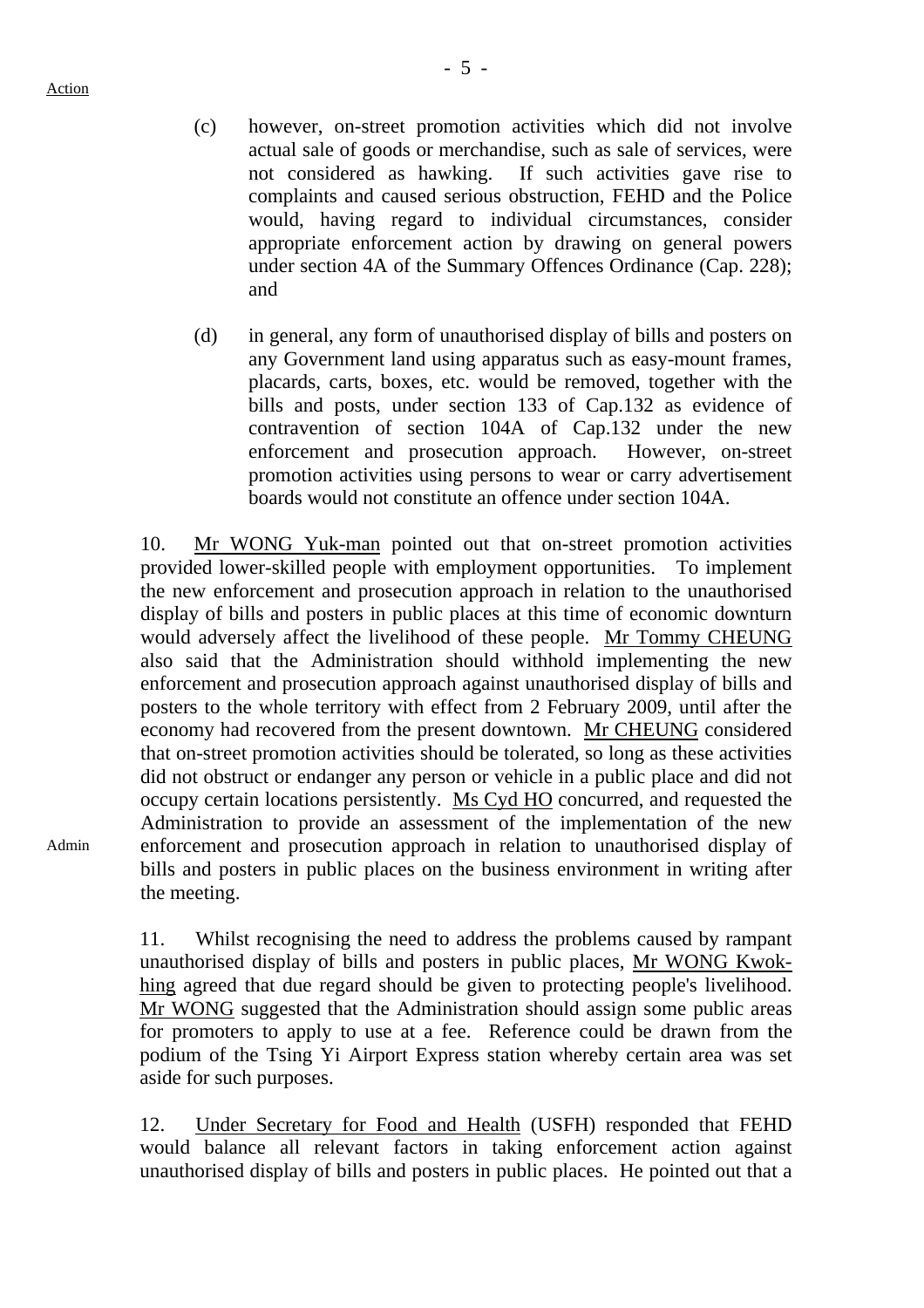(c) however, on-street promotion activities which did not involve actual sale of goods or merchandise, such as sale of services, were not considered as hawking. If such activities gave rise to complaints and caused serious obstruction, FEHD and the Police would, having regard to individual circumstances, consider appropriate enforcement action by drawing on general powers under section 4A of the Summary Offences Ordinance (Cap. 228); and

(d) in general, any form of unauthorised display of bills and posters on any Government land using apparatus such as easy-mount frames, placards, carts, boxes, etc. would be removed, together with the bills and posts, under section 133 of Cap.132 as evidence of contravention of section 104A of Cap.132 under the new enforcement and prosecution approach. However, on-street promotion activities using persons to wear or carry advertisement boards would not constitute an offence under section 104A.

10. Mr WONG Yuk-man pointed out that on-street promotion activities provided lower-skilled people with employment opportunities. To implement the new enforcement and prosecution approach in relation to the unauthorised display of bills and posters in public places at this time of economic downturn would adversely affect the livelihood of these people. Mr Tommy CHEUNG also said that the Administration should withhold implementing the new enforcement and prosecution approach against unauthorised display of bills and posters to the whole territory with effect from 2 February 2009, until after the economy had recovered from the present downtown. Mr CHEUNG considered that on-street promotion activities should be tolerated, so long as these activities did not obstruct or endanger any person or vehicle in a public place and did not occupy certain locations persistently. Ms Cyd HO concurred, and requested the Administration to provide an assessment of the implementation of the new enforcement and prosecution approach in relation to unauthorised display of bills and posters in public places on the business environment in writing after the meeting.

Admin

11. Whilst recognising the need to address the problems caused by rampant unauthorised display of bills and posters in public places, Mr WONG Kwok-hing agreed that due regard should be given to protecting people's livelihood. Mr WONG suggested that the Administration should assign some public areas for promoters to apply to use at a fee. Reference could be drawn from the podium of the Tsing Yi Airport Express station whereby certain area was set aside for such purposes.

12. Under Secretary for Food and Health (USFH) responded that FEHD would balance all relevant factors in taking enforcement action against unauthorised display of bills and posters in public places. He pointed out that a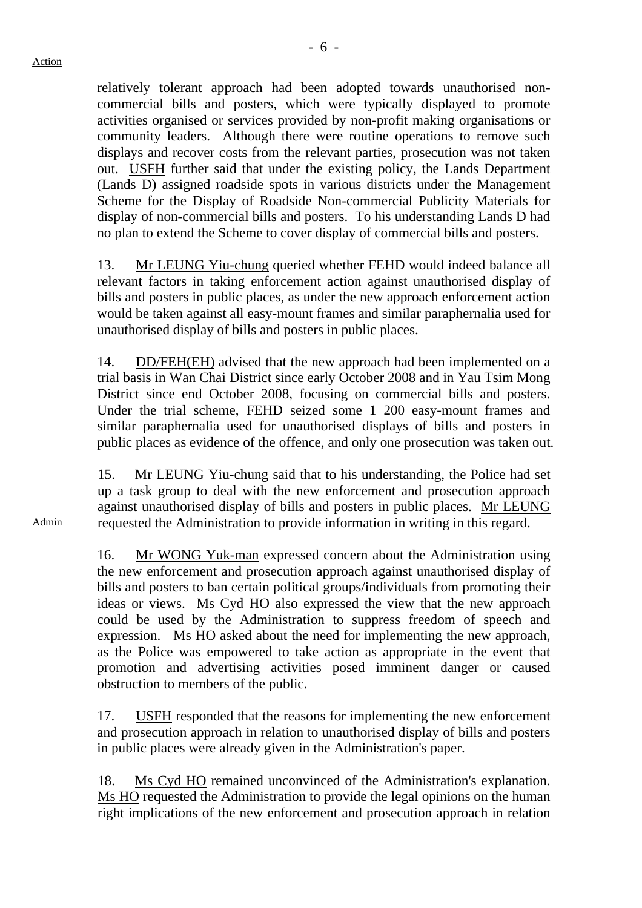relatively tolerant approach had been adopted towards unauthorised non-commercial bills and posters, which were typically displayed to promote activities organised or services provided by non-profit making organisations or community leaders. Although there were routine operations to remove such displays and recover costs from the relevant parties, prosecution was not taken out. USFH further said that under the existing policy, the Lands Department (Lands D) assigned roadside spots in various districts under the Management Scheme for the Display of Roadside Non-commercial Publicity Materials for display of non-commercial bills and posters. To his understanding Lands D had no plan to extend the Scheme to cover display of commercial bills and posters.

13. Mr LEUNG Yiu-chung queried whether FEHD would indeed balance all relevant factors in taking enforcement action against unauthorised display of bills and posters in public places, as under the new approach enforcement action would be taken against all easy-mount frames and similar paraphernalia used for unauthorised display of bills and posters in public places.

14. DD/FEH(EH) advised that the new approach had been implemented on a trial basis in Wan Chai District since early October 2008 and in Yau Tsim Mong District since end October 2008, focusing on commercial bills and posters. Under the trial scheme, FEHD seized some 1 200 easy-mount frames and similar paraphernalia used for unauthorised displays of bills and posters in public places as evidence of the offence, and only one prosecution was taken out.

15. Mr LEUNG Yiu-chung said that to his understanding, the Police had set up a task group to deal with the new enforcement and prosecution approach against unauthorised display of bills and posters in public places. Mr LEUNG requested the Administration to provide information in writing in this regard. **Admin**

16. Mr WONG Yuk-man expressed concern about the Administration using the new enforcement and prosecution approach against unauthorised display of bills and posters to ban certain political groups/individuals from promoting their ideas or views. Ms Cyd HO also expressed the view that the new approach could be used by the Administration to suppress freedom of speech and expression. Ms HO asked about the need for implementing the new approach, as the Police was empowered to take action as appropriate in the event that promotion and advertising activities posed imminent danger or caused obstruction to members of the public.

17. USFH responded that the reasons for implementing the new enforcement and prosecution approach in relation to unauthorised display of bills and posters in public places were already given in the Administration's paper.

18. Ms Cyd HO remained unconvinced of the Administration's explanation. Ms HO requested the Administration to provide the legal opinions on the human right implications of the new enforcement and prosecution approach in relation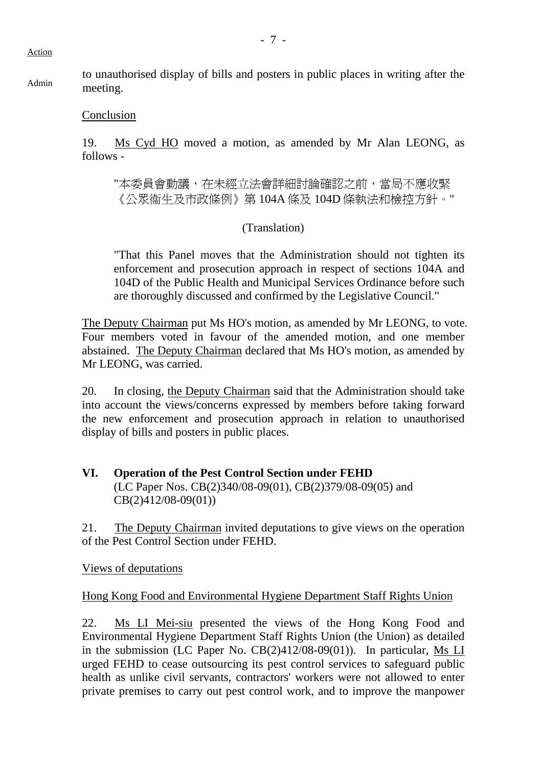Action

Admin

to unauthorised display of bills and posters in public places in writing after the meeting.

Conclusion

19. Ms Cyd HO moved a motion, as amended by Mr Alan LEONG, as follows -

"本委員會動議，在未經立法會詳細討論確認之前，當局不應收緊《公眾衞生及市政條例》第 104A 條及 104D 條執法和檢控方針。"

(Translation)

"That this Panel moves that the Administration should not tighten its enforcement and prosecution approach in respect of sections 104A and 104D of the Public Health and Municipal Services Ordinance before such are thoroughly discussed and confirmed by the Legislative Council."

The Deputy Chairman put Ms HO's motion, as amended by Mr LEONG, to vote. Four members voted in favour of the amended motion, and one member abstained. The Deputy Chairman declared that Ms HO's motion, as amended by Mr LEONG, was carried.

20. In closing, the Deputy Chairman said that the Administration should take into account the views/concerns expressed by members before taking forward the new enforcement and prosecution approach in relation to unauthorised display of bills and posters in public places.

**VI. Operation of the Pest Control Section under FEHD**
(LC Paper Nos. CB(2)340/08-09(01), CB(2)379/08-09(05) and CB(2)412/08-09(01))

21. The Deputy Chairman invited deputations to give views on the operation of the Pest Control Section under FEHD.

Views of deputations

Hong Kong Food and Environmental Hygiene Department Staff Rights Union

22. Ms LI Mei-siu presented the views of the Hong Kong Food and Environmental Hygiene Department Staff Rights Union (the Union) as detailed in the submission (LC Paper No. CB(2)412/08-09(01)). In particular, Ms LI urged FEHD to cease outsourcing its pest control services to safeguard public health as unlike civil servants, contractors' workers were not allowed to enter private premises to carry out pest control work, and to improve the manpower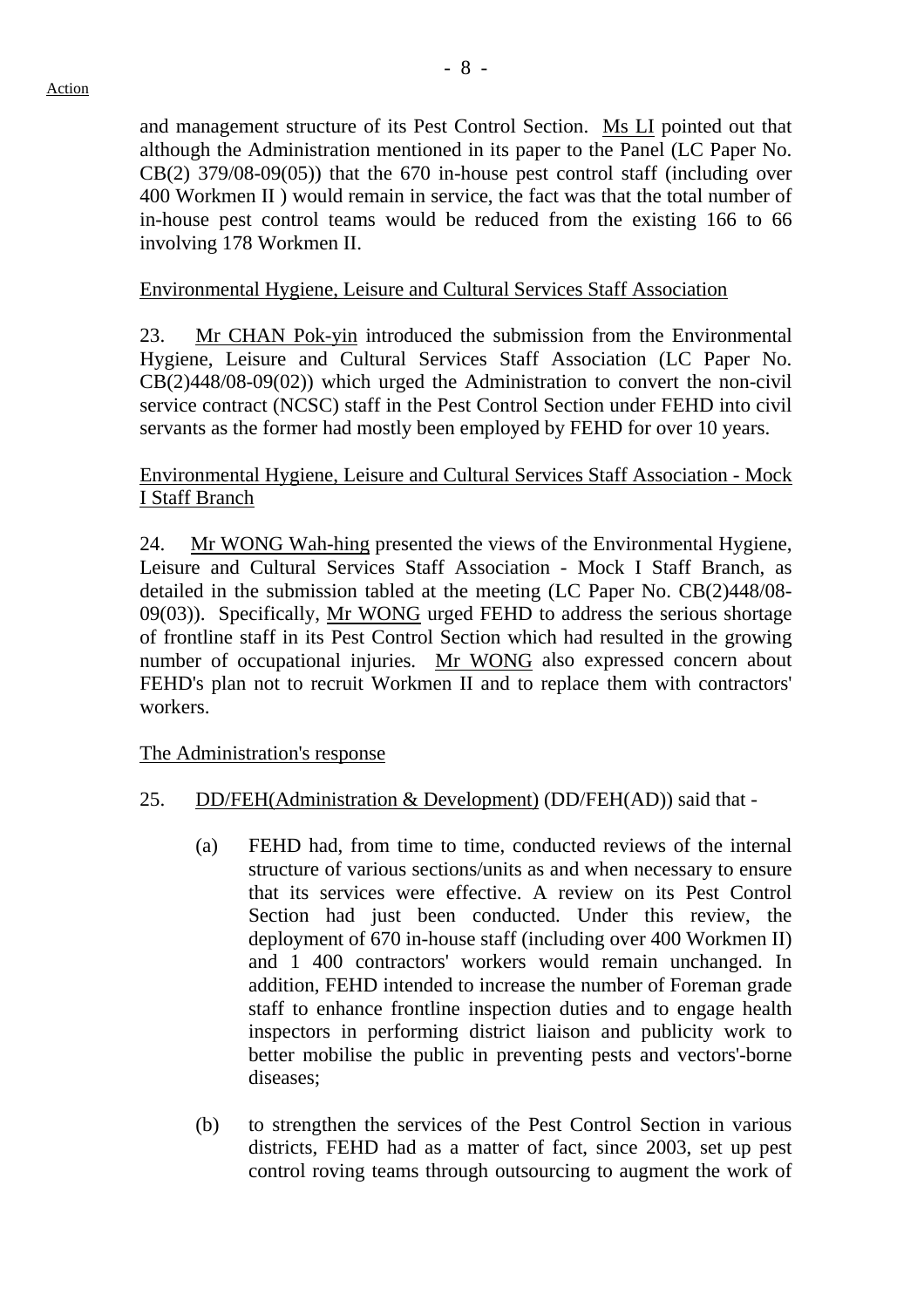and management structure of its Pest Control Section. Ms LI pointed out that although the Administration mentioned in its paper to the Panel (LC Paper No. CB(2) 379/08-09(05)) that the 670 in-house pest control staff (including over 400 Workmen II ) would remain in service, the fact was that the total number of in-house pest control teams would be reduced from the existing 166 to 66 involving 178 Workmen II.

Environmental Hygiene, Leisure and Cultural Services Staff Association

23. Mr CHAN Pok-yin introduced the submission from the Environmental Hygiene, Leisure and Cultural Services Staff Association (LC Paper No. CB(2)448/08-09(02)) which urged the Administration to convert the non-civil service contract (NCSC) staff in the Pest Control Section under FEHD into civil servants as the former had mostly been employed by FEHD for over 10 years.

Environmental Hygiene, Leisure and Cultural Services Staff Association - Mock I Staff Branch

24. Mr WONG Wah-hing presented the views of the Environmental Hygiene, Leisure and Cultural Services Staff Association - Mock I Staff Branch, as detailed in the submission tabled at the meeting (LC Paper No. CB(2)448/08-09(03)). Specifically, Mr WONG urged FEHD to address the serious shortage of frontline staff in its Pest Control Section which had resulted in the growing number of occupational injuries. Mr WONG also expressed concern about FEHD's plan not to recruit Workmen II and to replace them with contractors' workers.

The Administration's response

25. DD/FEH(Administration & Development) (DD/FEH(AD)) said that -

(a) FEHD had, from time to time, conducted reviews of the internal structure of various sections/units as and when necessary to ensure that its services were effective. A review on its Pest Control Section had just been conducted. Under this review, the deployment of 670 in-house staff (including over 400 Workmen II) and 1 400 contractors' workers would remain unchanged. In addition, FEHD intended to increase the number of Foreman grade staff to enhance frontline inspection duties and to engage health inspectors in performing district liaison and publicity work to better mobilise the public in preventing pests and vectors'-borne diseases;

(b) to strengthen the services of the Pest Control Section in various districts, FEHD had as a matter of fact, since 2003, set up pest control roving teams through outsourcing to augment the work of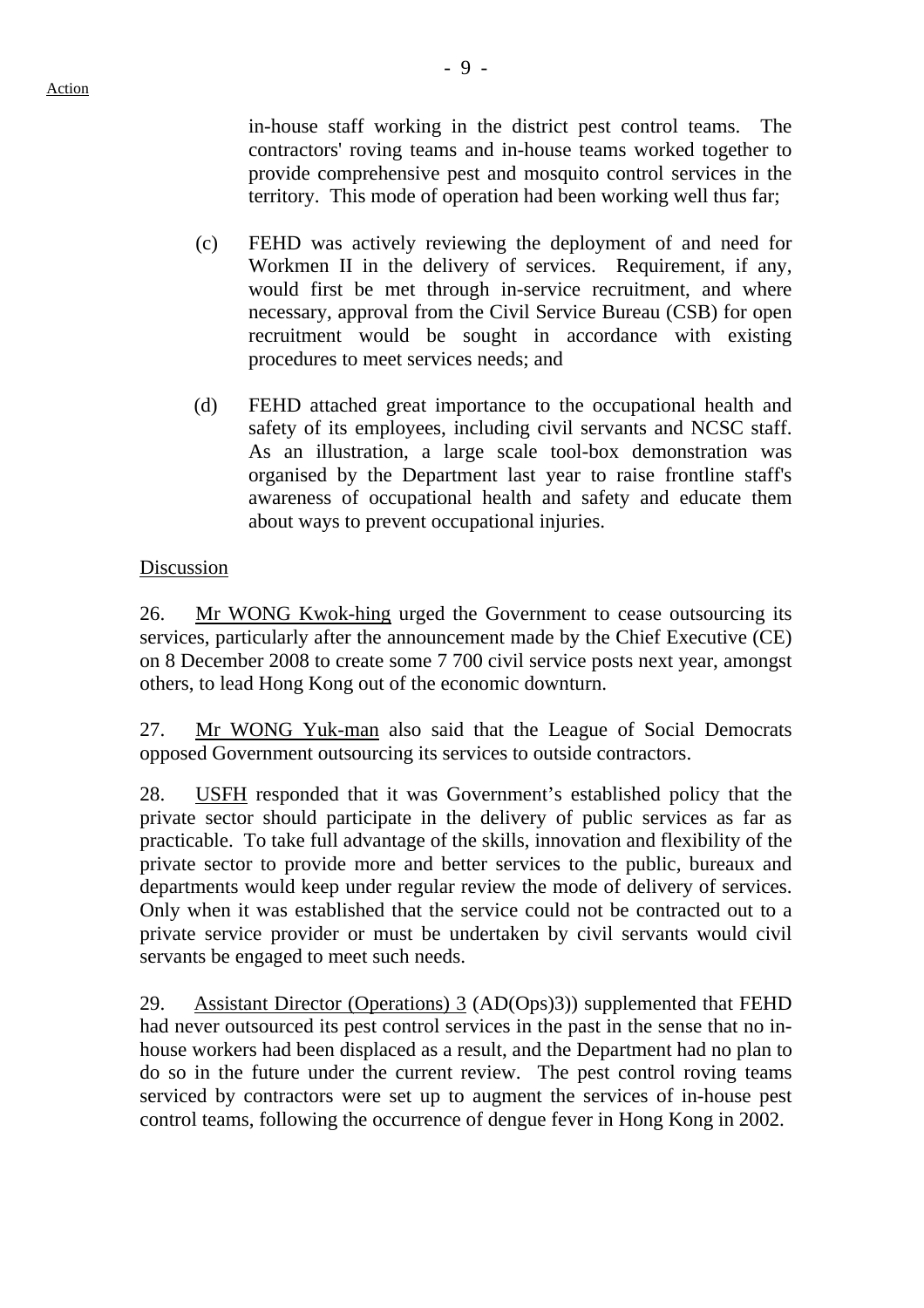in-house staff working in the district pest control teams. The contractors' roving teams and in-house teams worked together to provide comprehensive pest and mosquito control services in the territory. This mode of operation had been working well thus far;

(c) FEHD was actively reviewing the deployment of and need for Workmen II in the delivery of services. Requirement, if any, would first be met through in-service recruitment, and where necessary, approval from the Civil Service Bureau (CSB) for open recruitment would be sought in accordance with existing procedures to meet services needs; and

(d) FEHD attached great importance to the occupational health and safety of its employees, including civil servants and NCSC staff. As an illustration, a large scale tool-box demonstration was organised by the Department last year to raise frontline staff's awareness of occupational health and safety and educate them about ways to prevent occupational injuries.

Discussion

26. Mr WONG Kwok-hing urged the Government to cease outsourcing its services, particularly after the announcement made by the Chief Executive (CE) on 8 December 2008 to create some 7 700 civil service posts next year, amongst others, to lead Hong Kong out of the economic downturn.

27. Mr WONG Yuk-man also said that the League of Social Democrats opposed Government outsourcing its services to outside contractors.

28. USFH responded that it was Government's established policy that the private sector should participate in the delivery of public services as far as practicable. To take full advantage of the skills, innovation and flexibility of the private sector to provide more and better services to the public, bureaux and departments would keep under regular review the mode of delivery of services. Only when it was established that the service could not be contracted out to a private service provider or must be undertaken by civil servants would civil servants be engaged to meet such needs.

29. Assistant Director (Operations) 3 (AD(Ops)3)) supplemented that FEHD had never outsourced its pest control services in the past in the sense that no in-house workers had been displaced as a result, and the Department had no plan to do so in the future under the current review. The pest control roving teams serviced by contractors were set up to augment the services of in-house pest control teams, following the occurrence of dengue fever in Hong Kong in 2002.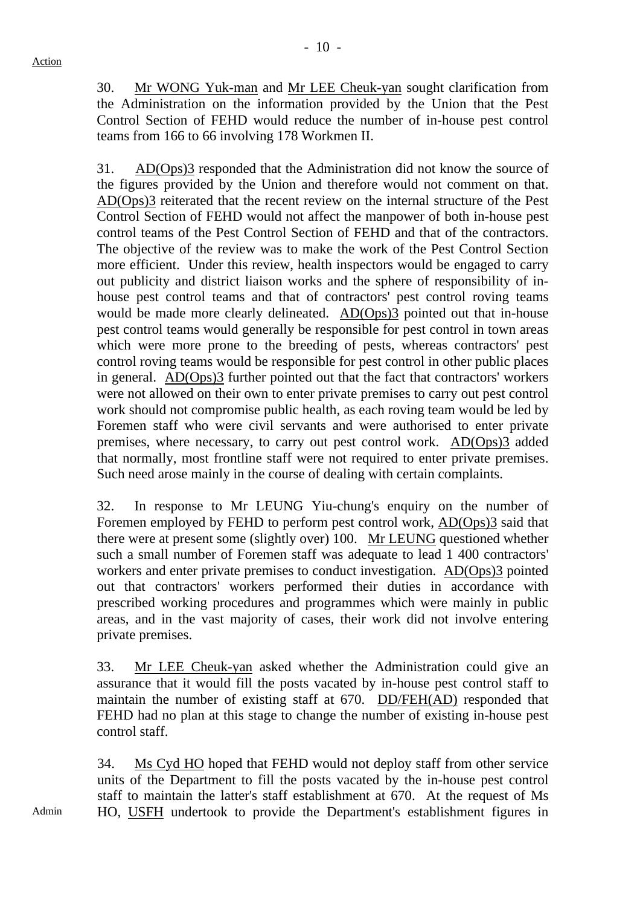Action

30. Mr WONG Yuk-man and Mr LEE Cheuk-yan sought clarification from the Administration on the information provided by the Union that the Pest Control Section of FEHD would reduce the number of in-house pest control teams from 166 to 66 involving 178 Workmen II.

31. AD(Ops)3 responded that the Administration did not know the source of the figures provided by the Union and therefore would not comment on that. AD(Ops)3 reiterated that the recent review on the internal structure of the Pest Control Section of FEHD would not affect the manpower of both in-house pest control teams of the Pest Control Section of FEHD and that of the contractors. The objective of the review was to make the work of the Pest Control Section more efficient. Under this review, health inspectors would be engaged to carry out publicity and district liaison works and the sphere of responsibility of in-house pest control teams and that of contractors' pest control roving teams would be made more clearly delineated. AD(Ops)3 pointed out that in-house pest control teams would generally be responsible for pest control in town areas which were more prone to the breeding of pests, whereas contractors' pest control roving teams would be responsible for pest control in other public places in general. AD(Ops)3 further pointed out that the fact that contractors' workers were not allowed on their own to enter private premises to carry out pest control work should not compromise public health, as each roving team would be led by Foremen staff who were civil servants and were authorised to enter private premises, where necessary, to carry out pest control work. AD(Ops)3 added that normally, most frontline staff were not required to enter private premises. Such need arose mainly in the course of dealing with certain complaints.

32. In response to Mr LEUNG Yiu-chung's enquiry on the number of Foremen employed by FEHD to perform pest control work, AD(Ops)3 said that there were at present some (slightly over) 100. Mr LEUNG questioned whether such a small number of Foremen staff was adequate to lead 1 400 contractors' workers and enter private premises to conduct investigation. AD(Ops)3 pointed out that contractors' workers performed their duties in accordance with prescribed working procedures and programmes which were mainly in public areas, and in the vast majority of cases, their work did not involve entering private premises.

33. Mr LEE Cheuk-yan asked whether the Administration could give an assurance that it would fill the posts vacated by in-house pest control staff to maintain the number of existing staff at 670. DD/FEH(AD) responded that FEHD had no plan at this stage to change the number of existing in-house pest control staff.

34. Ms Cyd HO hoped that FEHD would not deploy staff from other service units of the Department to fill the posts vacated by the in-house pest control staff to maintain the latter's staff establishment at 670. At the request of Ms HO, USFH undertook to provide the Department's establishment figures in

Admin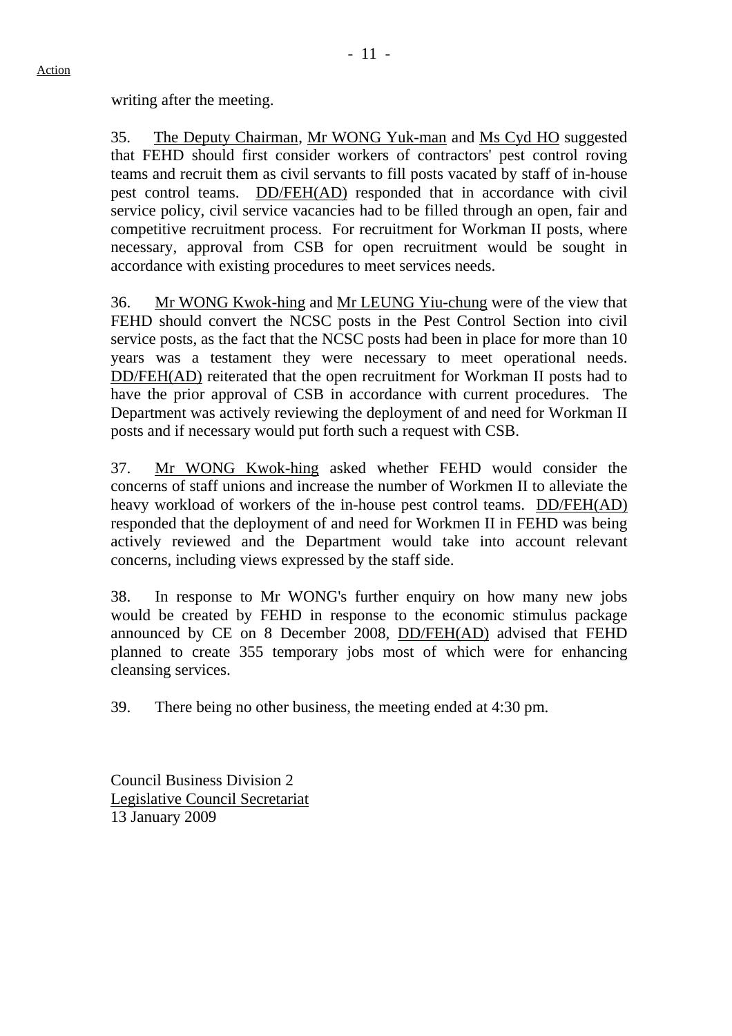Action

writing after the meeting.

35. The Deputy Chairman, Mr WONG Yuk-man and Ms Cyd HO suggested that FEHD should first consider workers of contractors' pest control roving teams and recruit them as civil servants to fill posts vacated by staff of in-house pest control teams. DD/FEH(AD) responded that in accordance with civil service policy, civil service vacancies had to be filled through an open, fair and competitive recruitment process. For recruitment for Workman II posts, where necessary, approval from CSB for open recruitment would be sought in accordance with existing procedures to meet services needs.

36. Mr WONG Kwok-hing and Mr LEUNG Yiu-chung were of the view that FEHD should convert the NCSC posts in the Pest Control Section into civil service posts, as the fact that the NCSC posts had been in place for more than 10 years was a testament they were necessary to meet operational needs. DD/FEH(AD) reiterated that the open recruitment for Workman II posts had to have the prior approval of CSB in accordance with current procedures. The Department was actively reviewing the deployment of and need for Workman II posts and if necessary would put forth such a request with CSB.

37. Mr WONG Kwok-hing asked whether FEHD would consider the concerns of staff unions and increase the number of Workmen II to alleviate the heavy workload of workers of the in-house pest control teams. DD/FEH(AD) responded that the deployment of and need for Workmen II in FEHD was being actively reviewed and the Department would take into account relevant concerns, including views expressed by the staff side.

38. In response to Mr WONG's further enquiry on how many new jobs would be created by FEHD in response to the economic stimulus package announced by CE on 8 December 2008, DD/FEH(AD) advised that FEHD planned to create 355 temporary jobs most of which were for enhancing cleansing services.

39. There being no other business, the meeting ended at 4:30 pm.

Council Business Division 2
Legislative Council Secretariat
13 January 2009